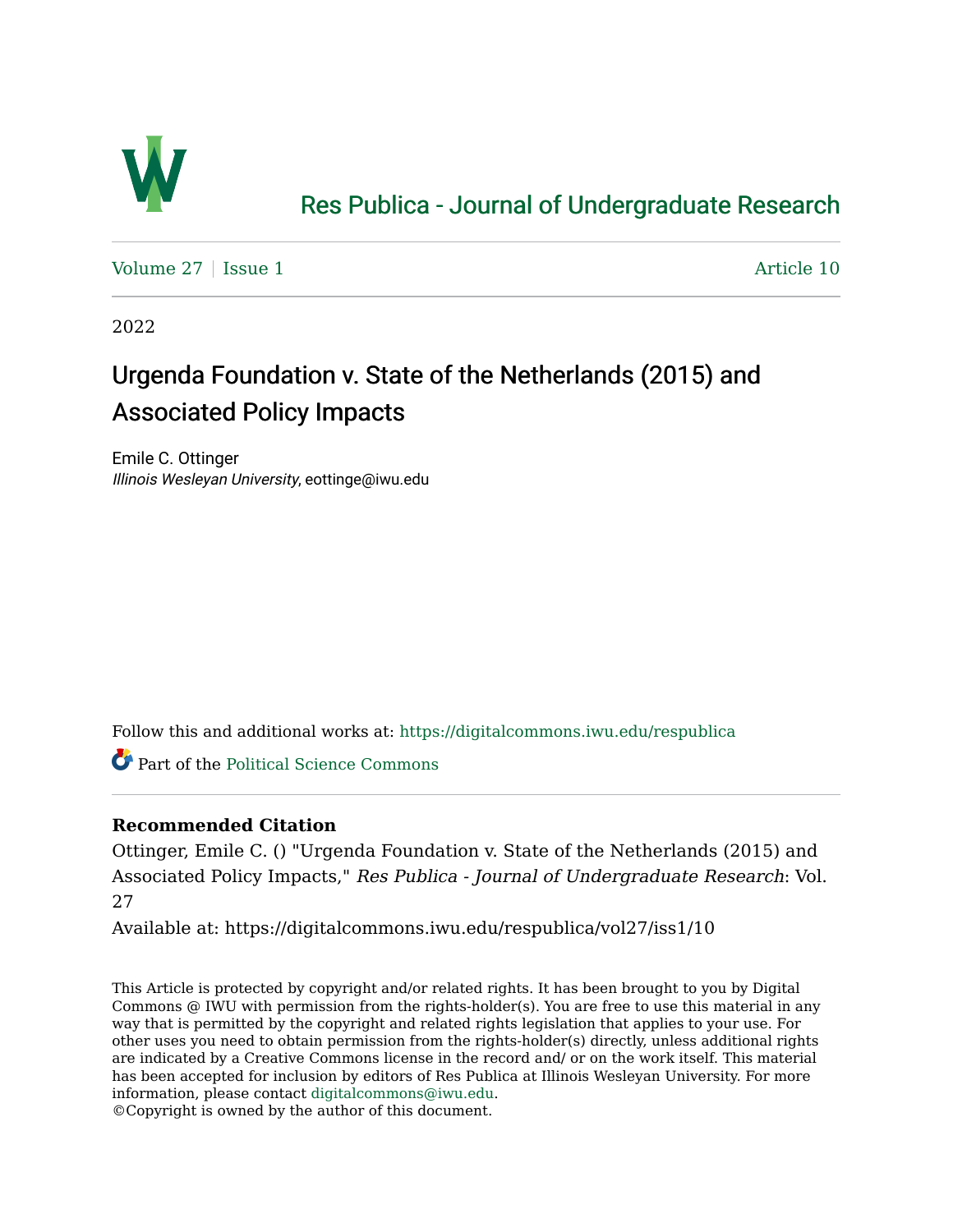Res Publica - Journal of Undergraduate Research

Volume 27 | Issue 1 Article 10

2022

# Urgenda Foundation v. State of the Netherlands (2015) and Associated Policy Impacts

Emile C. Ottinger
*Illinois Wesleyan University*, eottinge@iwu.edu

Follow this and additional works at: https://digitalcommons.iwu.edu/respublica

Part of the Political Science Commons

**Recommended Citation**

Ottinger, Emile C. () "Urgenda Foundation v. State of the Netherlands (2015) and Associated Policy Impacts," *Res Publica - Journal of Undergraduate Research*: Vol. 27

Available at: https://digitalcommons.iwu.edu/respublica/vol27/iss1/10

This Article is protected by copyright and/or related rights. It has been brought to you by Digital Commons @ IWU with permission from the rights-holder(s). You are free to use this material in any way that is permitted by the copyright and related rights legislation that applies to your use. For other uses you need to obtain permission from the rights-holder(s) directly, unless additional rights are indicated by a Creative Commons license in the record and/ or on the work itself. This material has been accepted for inclusion by editors of Res Publica at Illinois Wesleyan University. For more information, please contact digitalcommons@iwu.edu.
©Copyright is owned by the author of this document.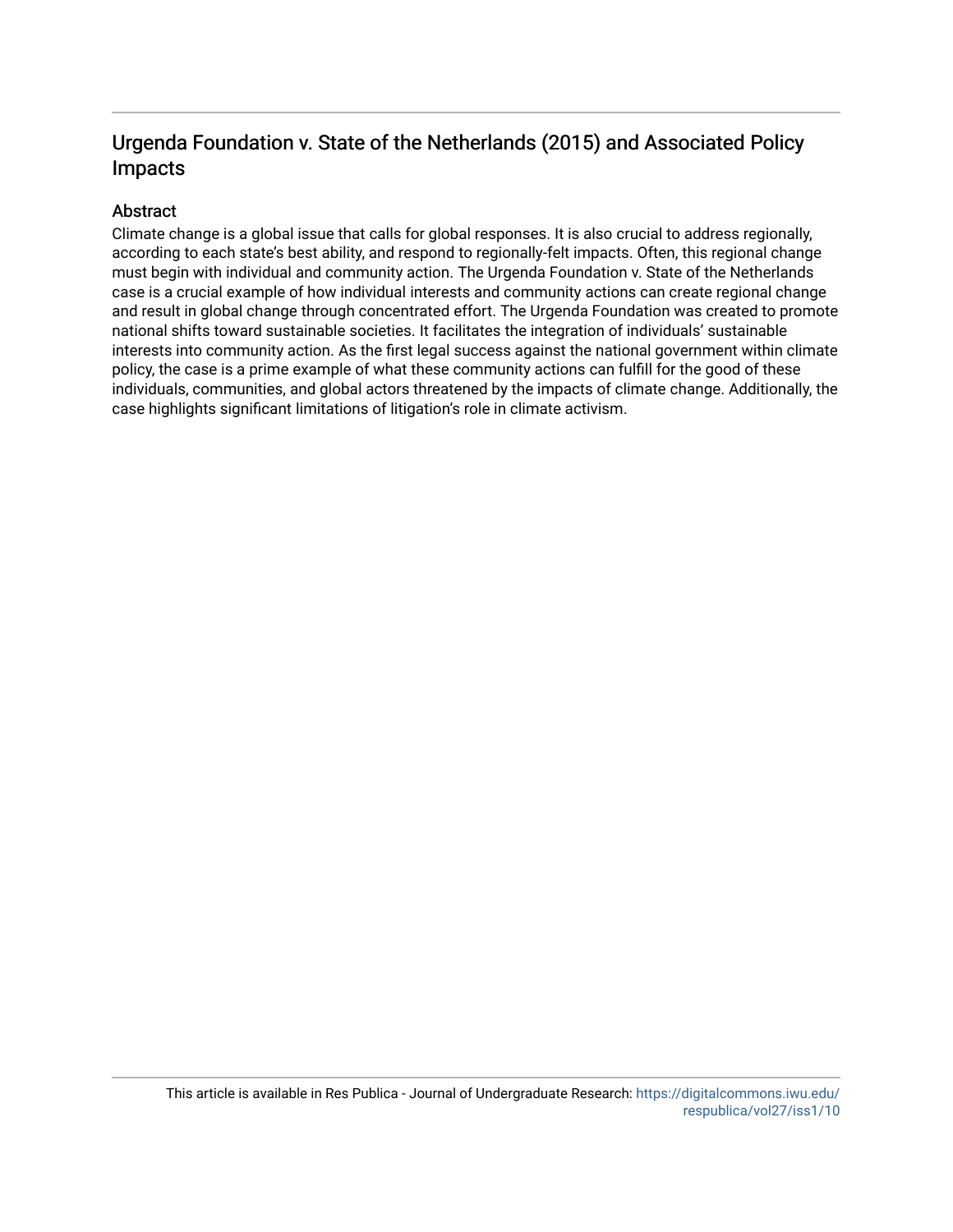## Urgenda Foundation v. State of the Netherlands (2015) and Associated Policy Impacts

### Abstract

Climate change is a global issue that calls for global responses. It is also crucial to address regionally, according to each state's best ability, and respond to regionally-felt impacts. Often, this regional change must begin with individual and community action. The Urgenda Foundation v. State of the Netherlands case is a crucial example of how individual interests and community actions can create regional change and result in global change through concentrated effort. The Urgenda Foundation was created to promote national shifts toward sustainable societies. It facilitates the integration of individuals' sustainable interests into community action. As the first legal success against the national government within climate policy, the case is a prime example of what these community actions can fulfill for the good of these individuals, communities, and global actors threatened by the impacts of climate change. Additionally, the case highlights significant limitations of litigation's role in climate activism.

This article is available in Res Publica - Journal of Undergraduate Research: https://digitalcommons.iwu.edu/respublica/vol27/iss1/10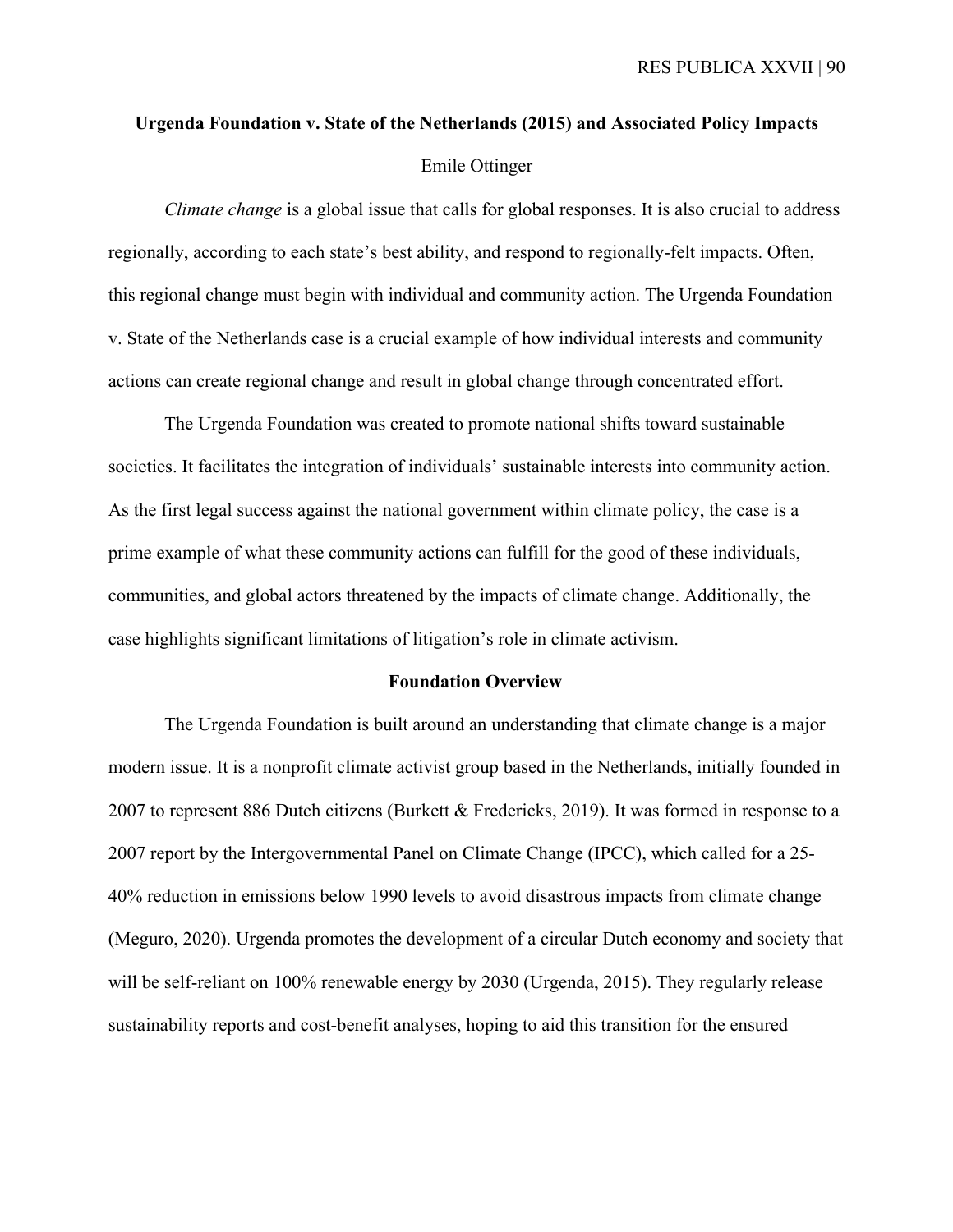## Urgenda Foundation v. State of the Netherlands (2015) and Associated Policy Impacts

Emile Ottinger

*Climate change* is a global issue that calls for global responses. It is also crucial to address regionally, according to each state's best ability, and respond to regionally-felt impacts. Often, this regional change must begin with individual and community action. The Urgenda Foundation v. State of the Netherlands case is a crucial example of how individual interests and community actions can create regional change and result in global change through concentrated effort.

The Urgenda Foundation was created to promote national shifts toward sustainable societies. It facilitates the integration of individuals' sustainable interests into community action. As the first legal success against the national government within climate policy, the case is a prime example of what these community actions can fulfill for the good of these individuals, communities, and global actors threatened by the impacts of climate change. Additionally, the case highlights significant limitations of litigation's role in climate activism.

### Foundation Overview

The Urgenda Foundation is built around an understanding that climate change is a major modern issue. It is a nonprofit climate activist group based in the Netherlands, initially founded in 2007 to represent 886 Dutch citizens (Burkett & Fredericks, 2019). It was formed in response to a 2007 report by the Intergovernmental Panel on Climate Change (IPCC), which called for a 25-40% reduction in emissions below 1990 levels to avoid disastrous impacts from climate change (Meguro, 2020). Urgenda promotes the development of a circular Dutch economy and society that will be self-reliant on 100% renewable energy by 2030 (Urgenda, 2015). They regularly release sustainability reports and cost-benefit analyses, hoping to aid this transition for the ensured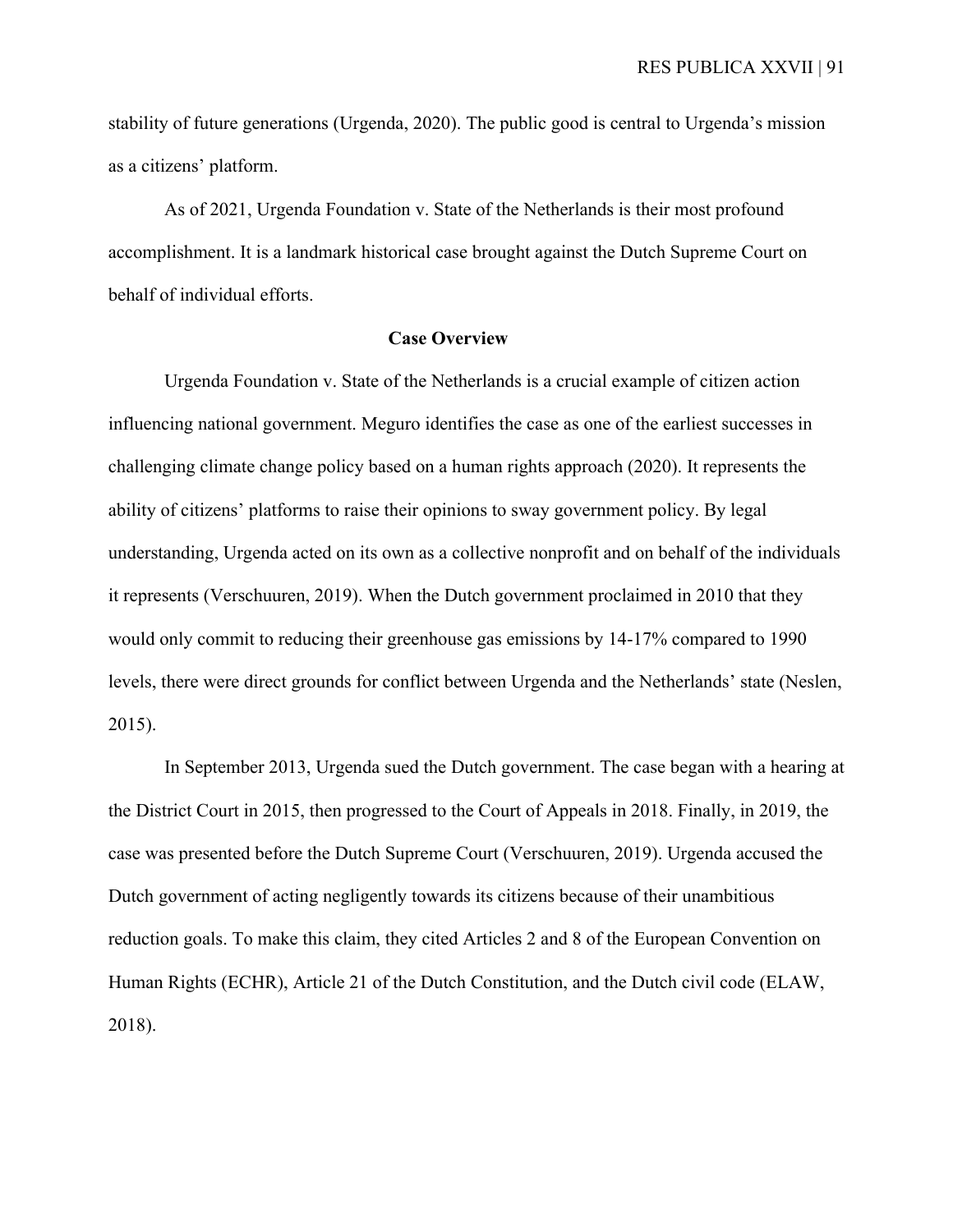stability of future generations (Urgenda, 2020). The public good is central to Urgenda's mission as a citizens' platform.

As of 2021, Urgenda Foundation v. State of the Netherlands is their most profound accomplishment. It is a landmark historical case brought against the Dutch Supreme Court on behalf of individual efforts.

## Case Overview

Urgenda Foundation v. State of the Netherlands is a crucial example of citizen action influencing national government. Meguro identifies the case as one of the earliest successes in challenging climate change policy based on a human rights approach (2020). It represents the ability of citizens' platforms to raise their opinions to sway government policy. By legal understanding, Urgenda acted on its own as a collective nonprofit and on behalf of the individuals it represents (Verschuuren, 2019). When the Dutch government proclaimed in 2010 that they would only commit to reducing their greenhouse gas emissions by 14-17% compared to 1990 levels, there were direct grounds for conflict between Urgenda and the Netherlands' state (Neslen, 2015).

In September 2013, Urgenda sued the Dutch government. The case began with a hearing at the District Court in 2015, then progressed to the Court of Appeals in 2018. Finally, in 2019, the case was presented before the Dutch Supreme Court (Verschuuren, 2019). Urgenda accused the Dutch government of acting negligently towards its citizens because of their unambitious reduction goals. To make this claim, they cited Articles 2 and 8 of the European Convention on Human Rights (ECHR), Article 21 of the Dutch Constitution, and the Dutch civil code (ELAW, 2018).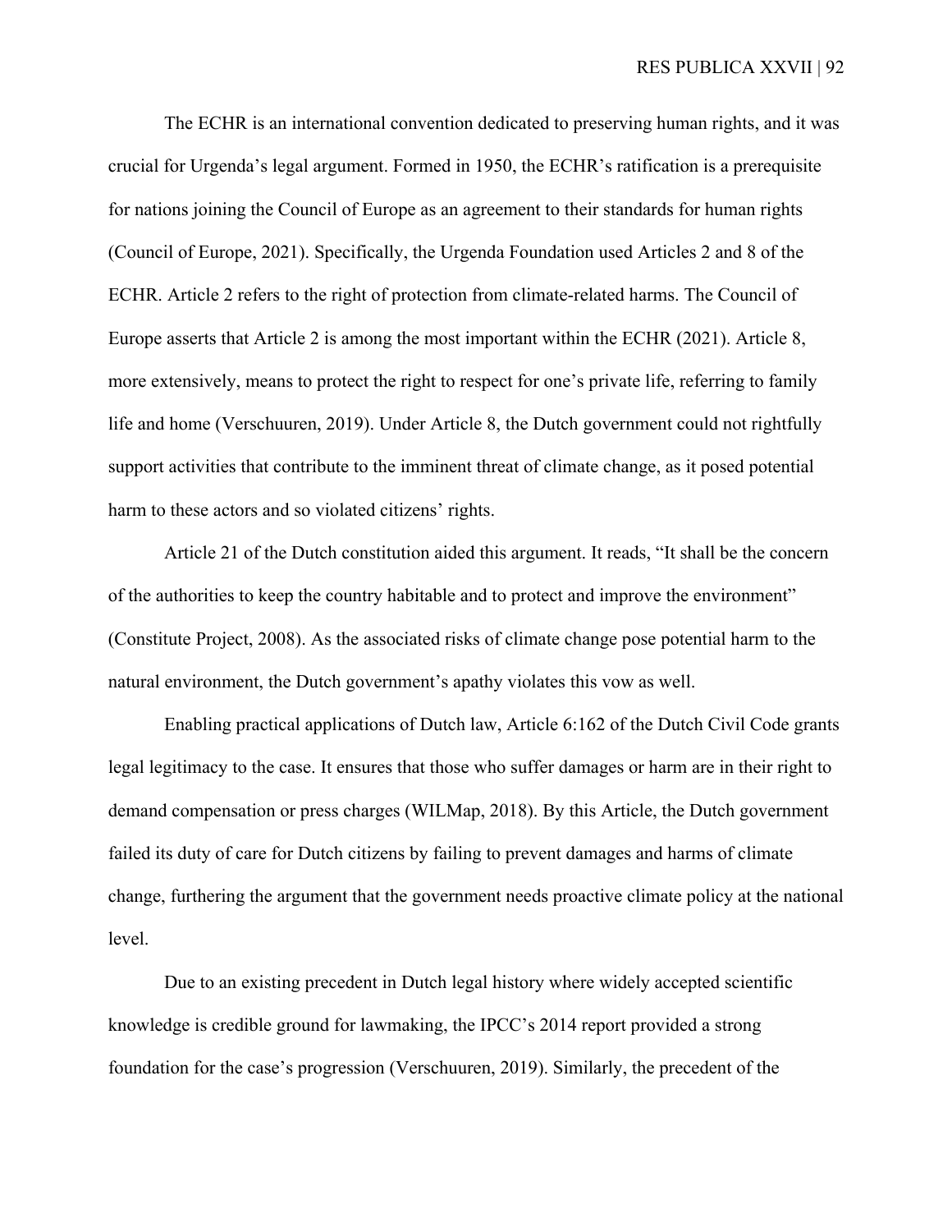The ECHR is an international convention dedicated to preserving human rights, and it was crucial for Urgenda's legal argument. Formed in 1950, the ECHR's ratification is a prerequisite for nations joining the Council of Europe as an agreement to their standards for human rights (Council of Europe, 2021). Specifically, the Urgenda Foundation used Articles 2 and 8 of the ECHR. Article 2 refers to the right of protection from climate-related harms. The Council of Europe asserts that Article 2 is among the most important within the ECHR (2021). Article 8, more extensively, means to protect the right to respect for one's private life, referring to family life and home (Verschuuren, 2019). Under Article 8, the Dutch government could not rightfully support activities that contribute to the imminent threat of climate change, as it posed potential harm to these actors and so violated citizens' rights.

Article 21 of the Dutch constitution aided this argument. It reads, "It shall be the concern of the authorities to keep the country habitable and to protect and improve the environment" (Constitute Project, 2008). As the associated risks of climate change pose potential harm to the natural environment, the Dutch government's apathy violates this vow as well.

Enabling practical applications of Dutch law, Article 6:162 of the Dutch Civil Code grants legal legitimacy to the case. It ensures that those who suffer damages or harm are in their right to demand compensation or press charges (WILMap, 2018). By this Article, the Dutch government failed its duty of care for Dutch citizens by failing to prevent damages and harms of climate change, furthering the argument that the government needs proactive climate policy at the national level.

Due to an existing precedent in Dutch legal history where widely accepted scientific knowledge is credible ground for lawmaking, the IPCC's 2014 report provided a strong foundation for the case's progression (Verschuuren, 2019). Similarly, the precedent of the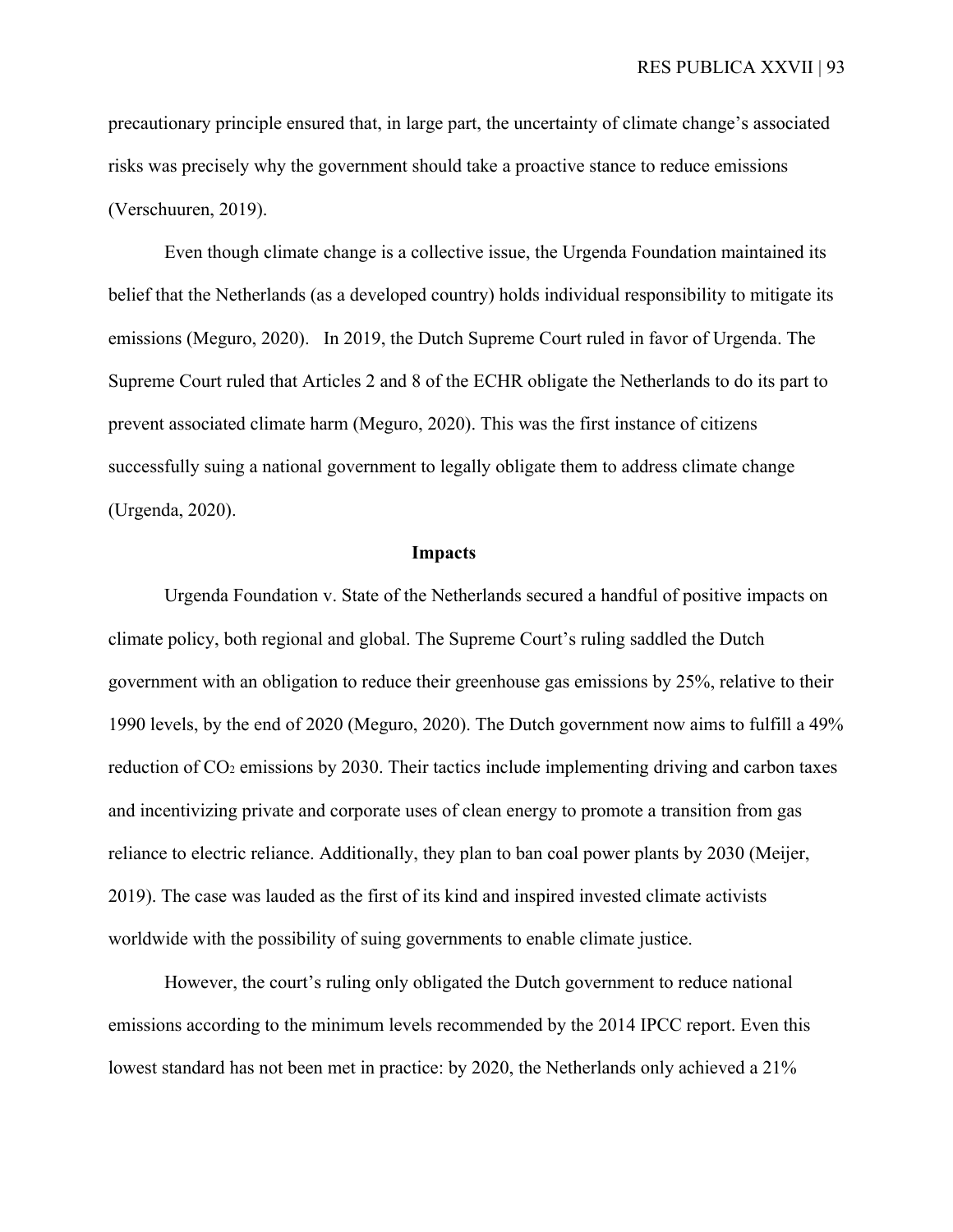precautionary principle ensured that, in large part, the uncertainty of climate change's associated risks was precisely why the government should take a proactive stance to reduce emissions (Verschuuren, 2019).

Even though climate change is a collective issue, the Urgenda Foundation maintained its belief that the Netherlands (as a developed country) holds individual responsibility to mitigate its emissions (Meguro, 2020). In 2019, the Dutch Supreme Court ruled in favor of Urgenda. The Supreme Court ruled that Articles 2 and 8 of the ECHR obligate the Netherlands to do its part to prevent associated climate harm (Meguro, 2020). This was the first instance of citizens successfully suing a national government to legally obligate them to address climate change (Urgenda, 2020).

## Impacts

Urgenda Foundation v. State of the Netherlands secured a handful of positive impacts on climate policy, both regional and global. The Supreme Court's ruling saddled the Dutch government with an obligation to reduce their greenhouse gas emissions by 25%, relative to their 1990 levels, by the end of 2020 (Meguro, 2020). The Dutch government now aims to fulfill a 49% reduction of $CO_2$ emissions by 2030. Their tactics include implementing driving and carbon taxes and incentivizing private and corporate uses of clean energy to promote a transition from gas reliance to electric reliance. Additionally, they plan to ban coal power plants by 2030 (Meijer, 2019). The case was lauded as the first of its kind and inspired invested climate activists worldwide with the possibility of suing governments to enable climate justice.

However, the court's ruling only obligated the Dutch government to reduce national emissions according to the minimum levels recommended by the 2014 IPCC report. Even this lowest standard has not been met in practice: by 2020, the Netherlands only achieved a 21%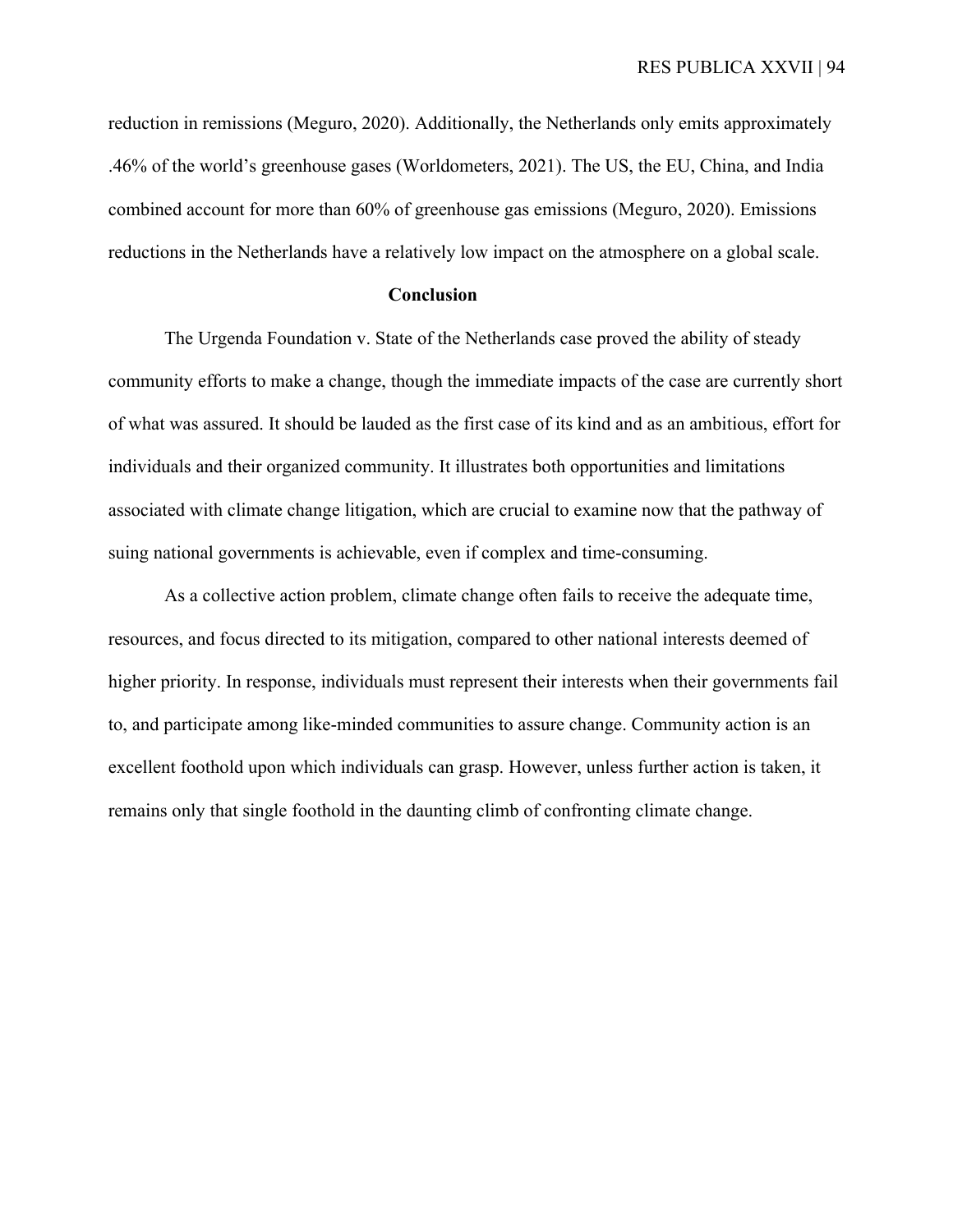reduction in remissions (Meguro, 2020). Additionally, the Netherlands only emits approximately .46% of the world's greenhouse gases (Worldometers, 2021). The US, the EU, China, and India combined account for more than 60% of greenhouse gas emissions (Meguro, 2020). Emissions reductions in the Netherlands have a relatively low impact on the atmosphere on a global scale.

## Conclusion

The Urgenda Foundation v. State of the Netherlands case proved the ability of steady community efforts to make a change, though the immediate impacts of the case are currently short of what was assured. It should be lauded as the first case of its kind and as an ambitious, effort for individuals and their organized community. It illustrates both opportunities and limitations associated with climate change litigation, which are crucial to examine now that the pathway of suing national governments is achievable, even if complex and time-consuming.

As a collective action problem, climate change often fails to receive the adequate time, resources, and focus directed to its mitigation, compared to other national interests deemed of higher priority. In response, individuals must represent their interests when their governments fail to, and participate among like-minded communities to assure change. Community action is an excellent foothold upon which individuals can grasp. However, unless further action is taken, it remains only that single foothold in the daunting climb of confronting climate change.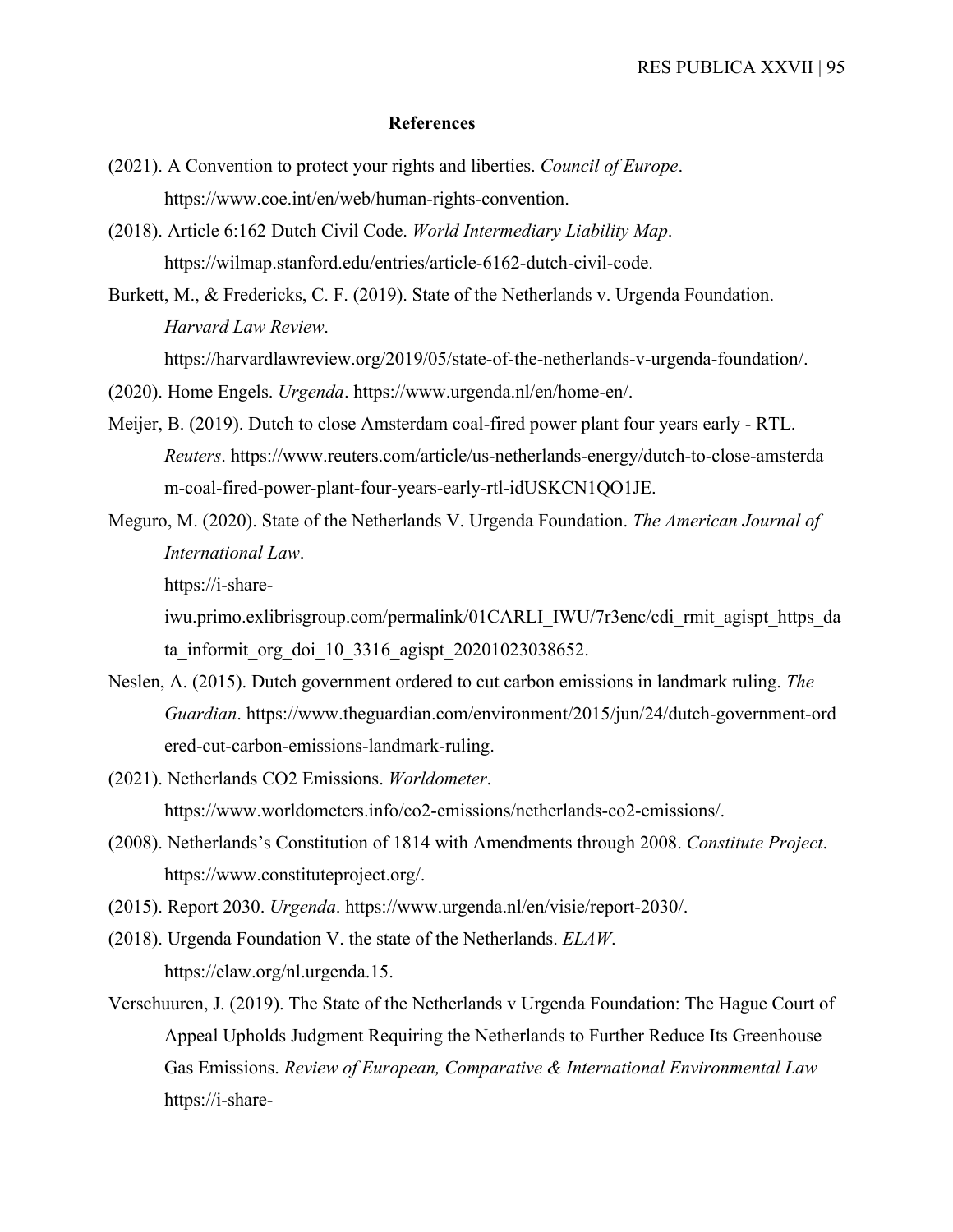## References

(2021). A Convention to protect your rights and liberties. *Council of Europe*. https://www.coe.int/en/web/human-rights-convention.

(2018). Article 6:162 Dutch Civil Code. *World Intermediary Liability Map*. https://wilmap.stanford.edu/entries/article-6162-dutch-civil-code.

Burkett, M., & Fredericks, C. F. (2019). State of the Netherlands v. Urgenda Foundation. *Harvard Law Review*. https://harvardlawreview.org/2019/05/state-of-the-netherlands-v-urgenda-foundation/.

(2020). Home Engels. *Urgenda*. https://www.urgenda.nl/en/home-en/.

Meijer, B. (2019). Dutch to close Amsterdam coal-fired power plant four years early - RTL. *Reuters*. https://www.reuters.com/article/us-netherlands-energy/dutch-to-close-amsterdam-coal-fired-power-plant-four-years-early-rtl-idUSKCN1QO1JE.

Meguro, M. (2020). State of the Netherlands V. Urgenda Foundation. *The American Journal of International Law*. https://i-share-iwu.primo.exlibrisgroup.com/permalink/01CARLI_IWU/7r3enc/cdi_rmit_agispt_https_data_informit_org_doi_10_3316_agispt_20201023038652.

Neslen, A. (2015). Dutch government ordered to cut carbon emissions in landmark ruling. *The Guardian*. https://www.theguardian.com/environment/2015/jun/24/dutch-government-ordered-cut-carbon-emissions-landmark-ruling.

(2021). Netherlands CO2 Emissions. *Worldometer*. https://www.worldometers.info/co2-emissions/netherlands-co2-emissions/.

(2008). Netherlands's Constitution of 1814 with Amendments through 2008. *Constitute Project*. https://www.constituteproject.org/.

(2015). Report 2030. *Urgenda*. https://www.urgenda.nl/en/visie/report-2030/.

(2018). Urgenda Foundation V. the state of the Netherlands. *ELAW*. https://elaw.org/nl.urgenda.15.

Verschuuren, J. (2019). The State of the Netherlands v Urgenda Foundation: The Hague Court of Appeal Upholds Judgment Requiring the Netherlands to Further Reduce Its Greenhouse Gas Emissions. *Review of European, Comparative & International Environmental Law* https://i-share-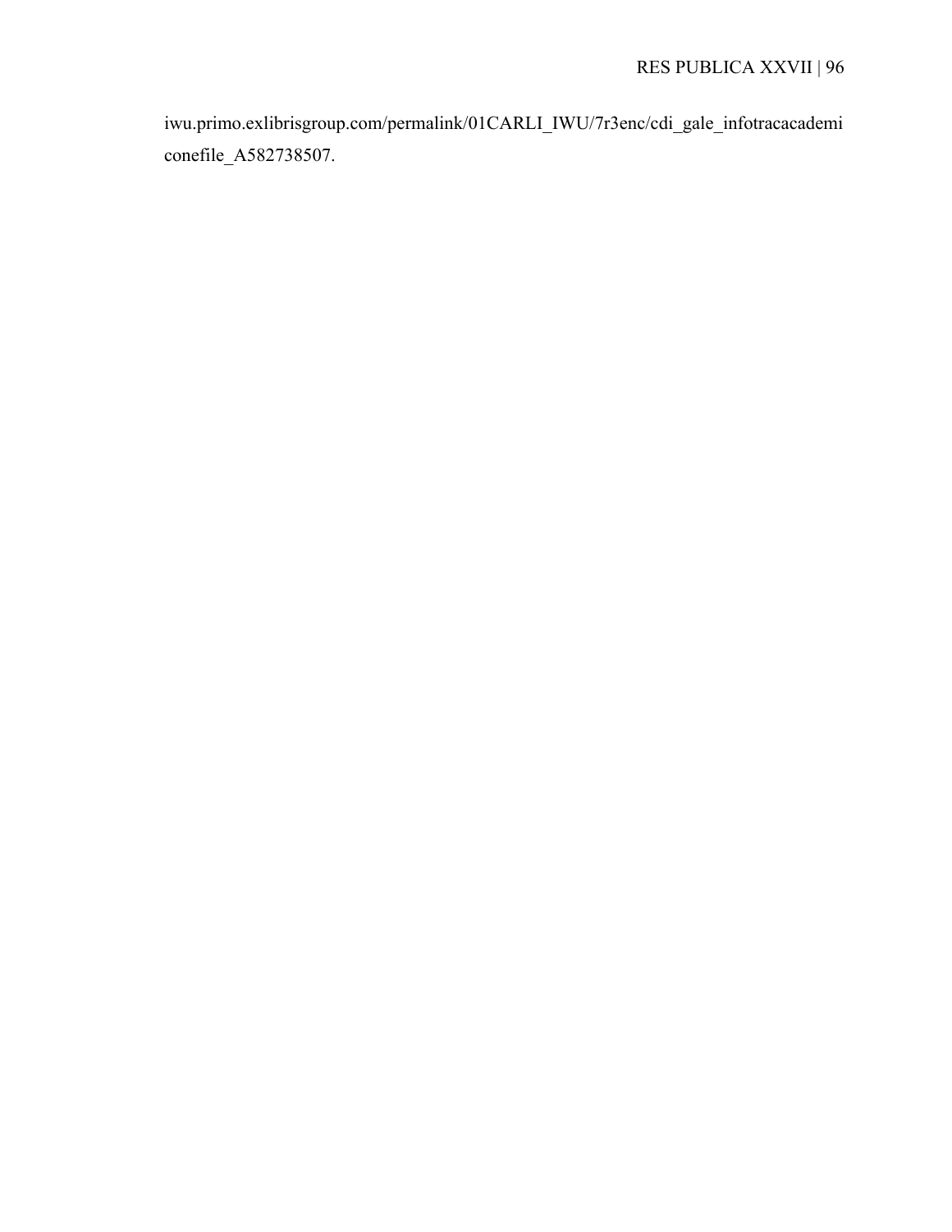iwu.primo.exlibrisgroup.com/permalink/01CARLI_IWU/7r3enc/cdi_gale_infotracacademiconefile_A582738507.